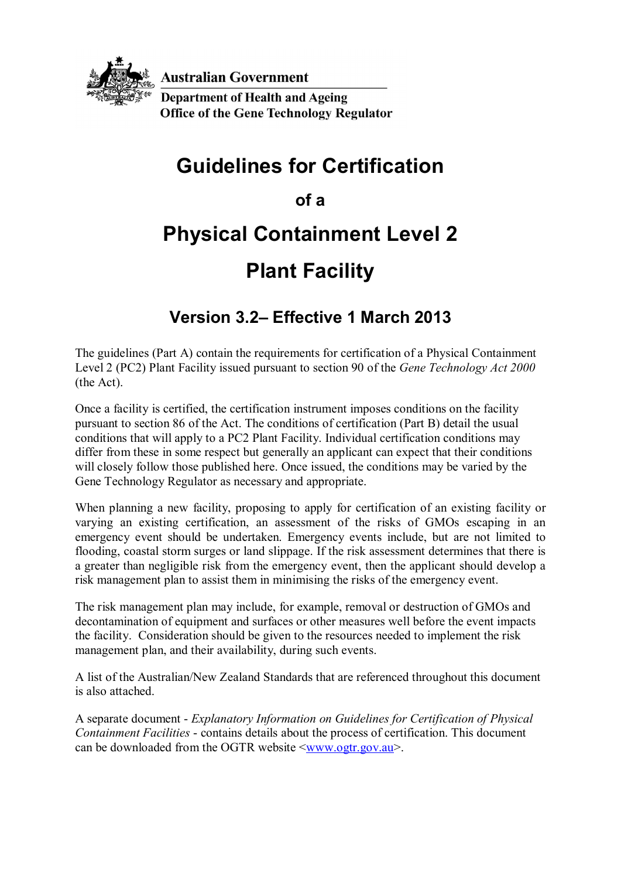Australian Government

Department of Health and Ageing

Office of the Gene Technology Regulator

# Guidelines for Certification

## of a

# Physical Containment Level 2

# Plant Facility

## Version 3.2– Effective 1 March 2013

The guidelines (Part A) contain the requirements for certification of a Physical Containment Level 2 (PC2) Plant Facility issued pursuant to section 90 of the *Gene Technology Act 2000* (the Act).

Once a facility is certified, the certification instrument imposes conditions on the facility pursuant to section 86 of the Act. The conditions of certification (Part B) detail the usual conditions that will apply to a PC2 Plant Facility. Individual certification conditions may differ from these in some respect but generally an applicant can expect that their conditions will closely follow those published here. Once issued, the conditions may be varied by the Gene Technology Regulator as necessary and appropriate.

When planning a new facility, proposing to apply for certification of an existing facility or varying an existing certification, an assessment of the risks of GMOs escaping in an emergency event should be undertaken. Emergency events include, but are not limited to flooding, coastal storm surges or land slippage. If the risk assessment determines that there is a greater than negligible risk from the emergency event, then the applicant should develop a risk management plan to assist them in minimising the risks of the emergency event.

The risk management plan may include, for example, removal or destruction of GMOs and decontamination of equipment and surfaces or other measures well before the event impacts the facility. Consideration should be given to the resources needed to implement the risk management plan, and their availability, during such events.

A list of the Australian/New Zealand Standards that are referenced throughout this document is also attached.

A separate document - *Explanatory Information on Guidelines for Certification of Physical Containment Facilities* - contains details about the process of certification. This document can be downloaded from the OGTR website <www.ogtr.gov.au>.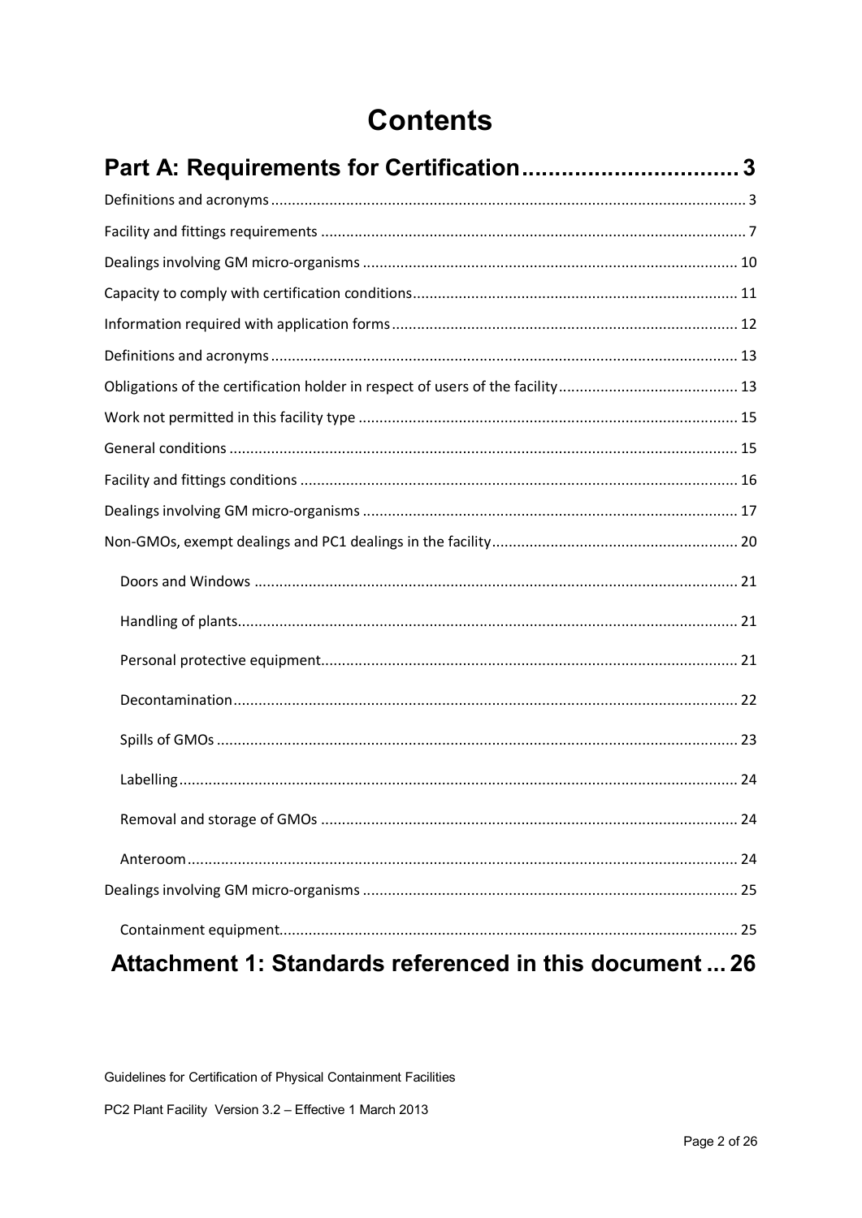# Contents

**Part A: Requirements for Certification ................................ 3**

Definitions and acronyms ................................................................ 3

Facility and fittings requirements ................................................................ 7

Dealings involving GM micro-organisms ................................................................ 10

Capacity to comply with certification conditions ................................................................ 11

Information required with application forms ................................................................ 12

Definitions and acronyms ................................................................ 13

Obligations of the certification holder in respect of users of the facility ................................ 13

Work not permitted in this facility type ................................................................ 15

General conditions ................................................................ 15

Facility and fittings conditions ................................................................ 16

Dealings involving GM micro-organisms ................................................................ 17

Non-GMOs, exempt dealings and PC1 dealings in the facility ................................ 20

- Doors and Windows ................................................................ 21
- Handling of plants ................................................................ 21
- Personal protective equipment ................................................................ 21
- Decontamination ................................................................ 22
- Spills of GMOs ................................................................ 23
- Labelling ................................................................ 24
- Removal and storage of GMOs ................................................................ 24
- Anteroom ................................................................ 24

Dealings involving GM micro-organisms ................................................................ 25

- Containment equipment ................................................................ 25

**Attachment 1: Standards referenced in this document ... 26**

Guidelines for Certification of Physical Containment Facilities

PC2 Plant Facility Version 3.2 – Effective 1 March 2013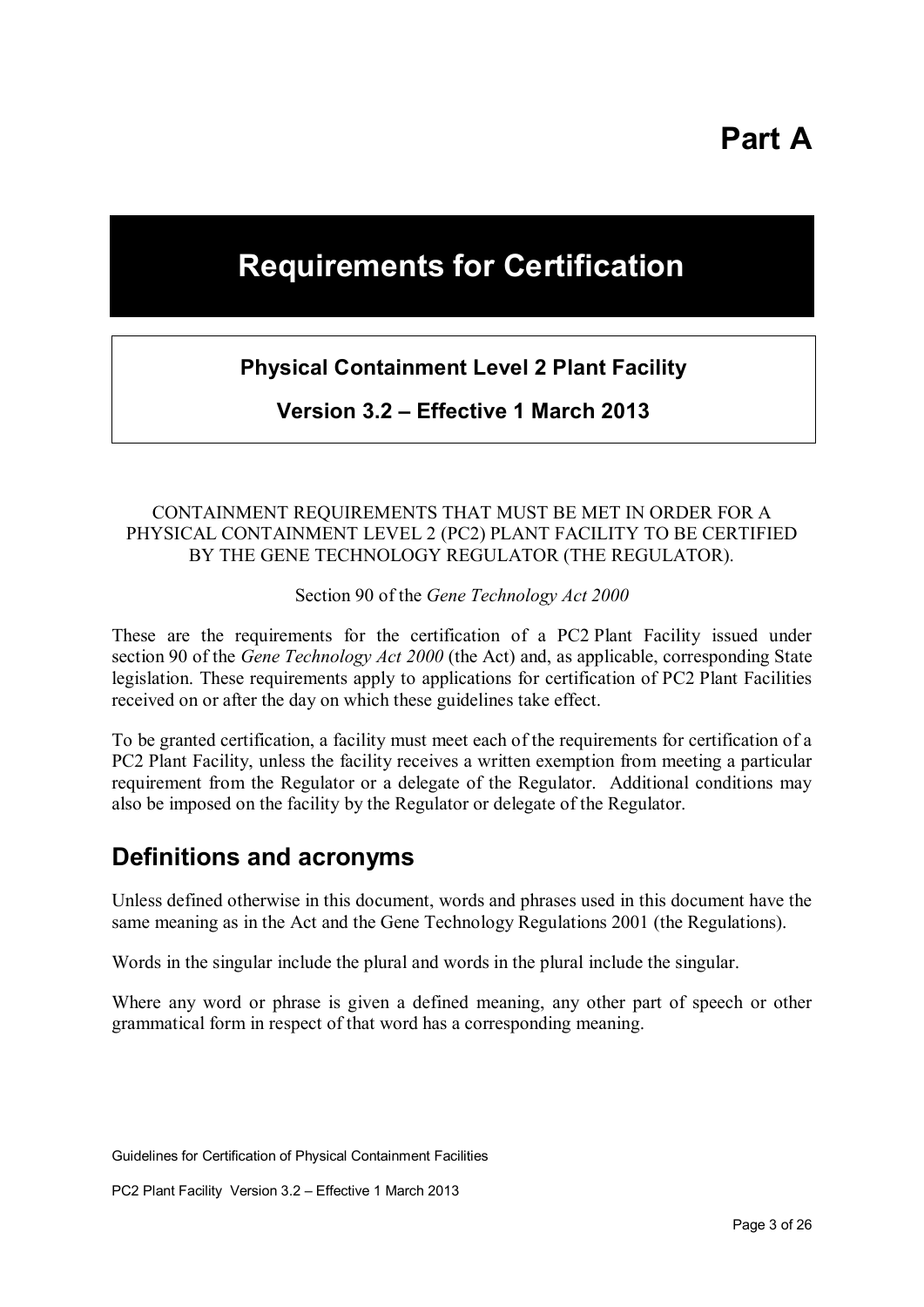# Part A

# Requirements for Certification

**Physical Containment Level 2 Plant Facility**

**Version 3.2 – Effective 1 March 2013**

CONTAINMENT REQUIREMENTS THAT MUST BE MET IN ORDER FOR A PHYSICAL CONTAINMENT LEVEL 2 (PC2) PLANT FACILITY TO BE CERTIFIED BY THE GENE TECHNOLOGY REGULATOR (THE REGULATOR).

Section 90 of the *Gene Technology Act 2000*

These are the requirements for the certification of a PC2 Plant Facility issued under section 90 of the *Gene Technology Act 2000* (the Act) and, as applicable, corresponding State legislation. These requirements apply to applications for certification of PC2 Plant Facilities received on or after the day on which these guidelines take effect.

To be granted certification, a facility must meet each of the requirements for certification of a PC2 Plant Facility, unless the facility receives a written exemption from meeting a particular requirement from the Regulator or a delegate of the Regulator. Additional conditions may also be imposed on the facility by the Regulator or delegate of the Regulator.

## Definitions and acronyms

Unless defined otherwise in this document, words and phrases used in this document have the same meaning as in the Act and the Gene Technology Regulations 2001 (the Regulations).

Words in the singular include the plural and words in the plural include the singular.

Where any word or phrase is given a defined meaning, any other part of speech or other grammatical form in respect of that word has a corresponding meaning.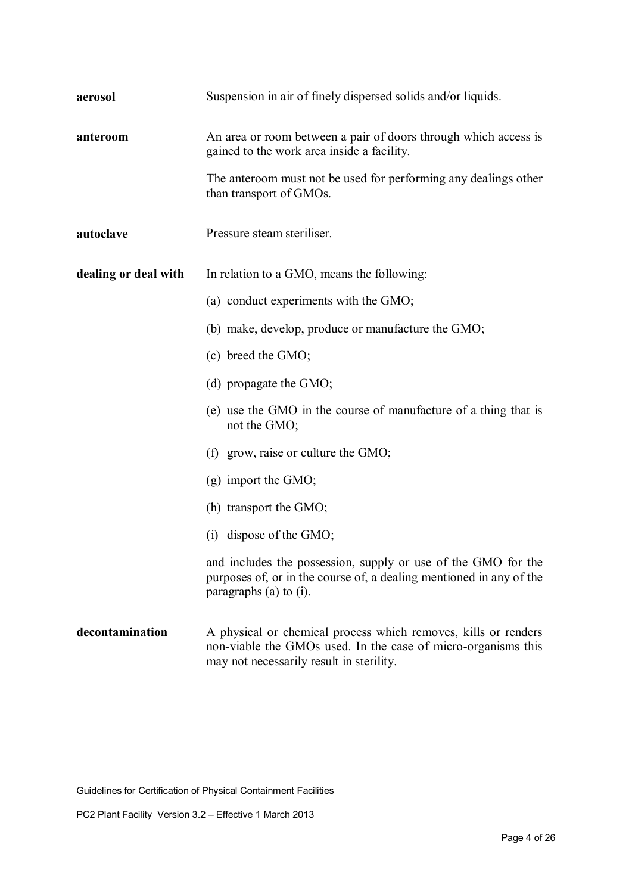**aerosol**
: Suspension in air of finely dispersed solids and/or liquids.

**anteroom**
: An area or room between a pair of doors through which access is gained to the work area inside a facility.

  The anteroom must not be used for performing any dealings other than transport of GMOs.

**autoclave**
: Pressure steam steriliser.

**dealing or deal with**
: In relation to a GMO, means the following:

  (a) conduct experiments with the GMO;

  (b) make, develop, produce or manufacture the GMO;

  (c) breed the GMO;

  (d) propagate the GMO;

  (e) use the GMO in the course of manufacture of a thing that is not the GMO;

  (f) grow, raise or culture the GMO;

  (g) import the GMO;

  (h) transport the GMO;

  (i) dispose of the GMO;

  and includes the possession, supply or use of the GMO for the purposes of, or in the course of, a dealing mentioned in any of the paragraphs (a) to (i).

**decontamination**
: A physical or chemical process which removes, kills or renders non-viable the GMOs used. In the case of micro-organisms this may not necessarily result in sterility.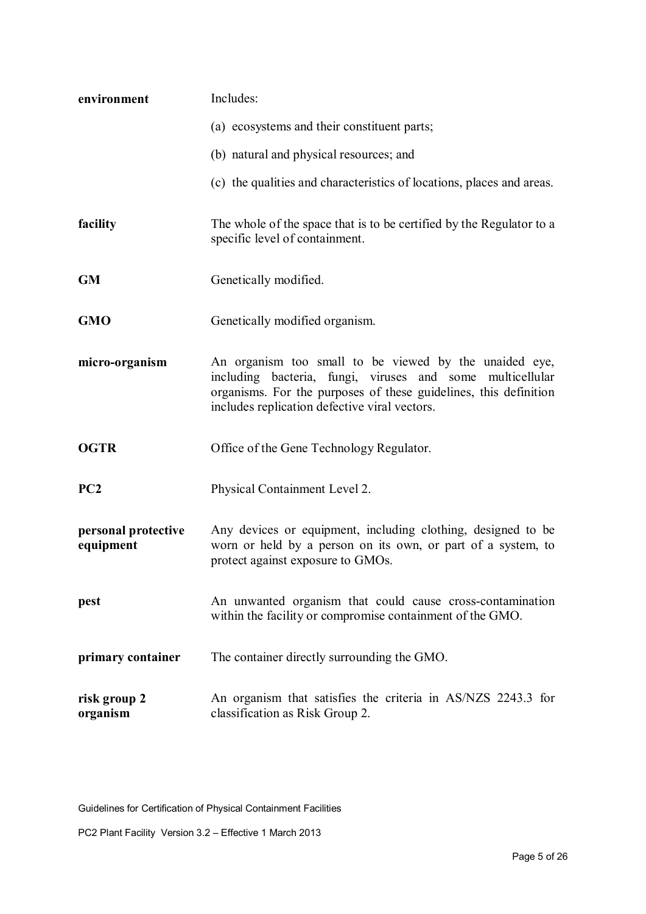| | |
|---|---|
| **environment** | Includes:<br>(a) ecosystems and their constituent parts;<br>(b) natural and physical resources; and<br>(c) the qualities and characteristics of locations, places and areas. |
| **facility** | The whole of the space that is to be certified by the Regulator to a specific level of containment. |
| **GM** | Genetically modified. |
| **GMO** | Genetically modified organism. |
| **micro-organism** | An organism too small to be viewed by the unaided eye, including bacteria, fungi, viruses and some multicellular organisms. For the purposes of these guidelines, this definition includes replication defective viral vectors. |
| **OGTR** | Office of the Gene Technology Regulator. |
| **PC2** | Physical Containment Level 2. |
| **personal protective equipment** | Any devices or equipment, including clothing, designed to be worn or held by a person on its own, or part of a system, to protect against exposure to GMOs. |
| **pest** | An unwanted organism that could cause cross-contamination within the facility or compromise containment of the GMO. |
| **primary container** | The container directly surrounding the GMO. |
| **risk group 2 organism** | An organism that satisfies the criteria in AS/NZS 2243.3 for classification as Risk Group 2. |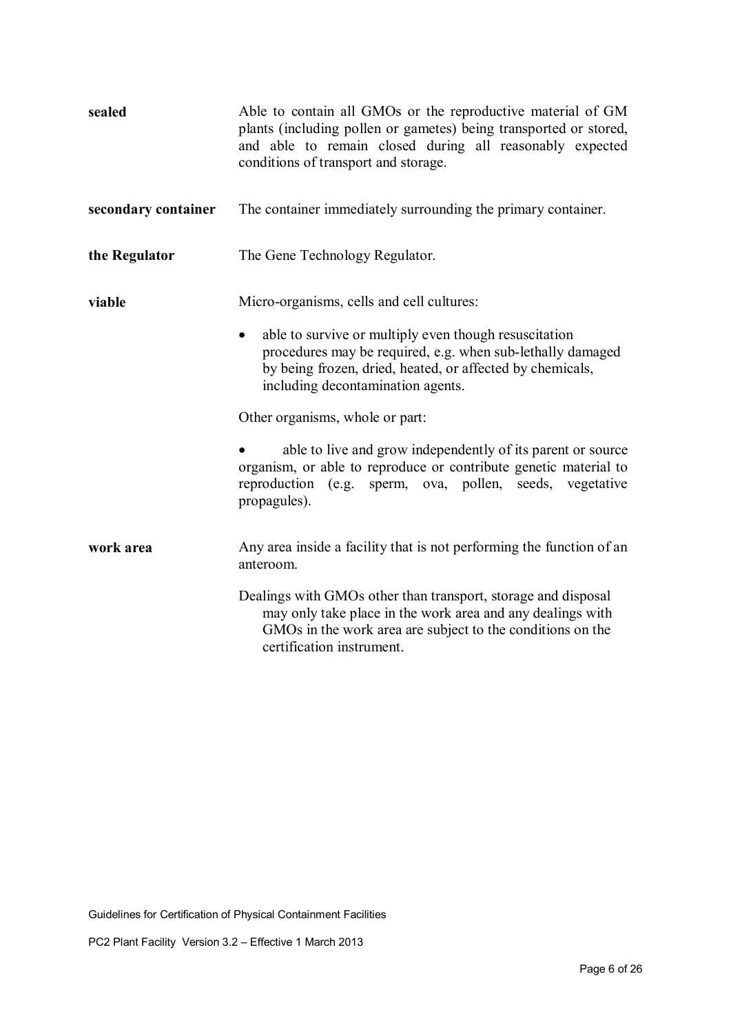**sealed**

Able to contain all GMOs or the reproductive material of GM plants (including pollen or gametes) being transported or stored, and able to remain closed during all reasonably expected conditions of transport and storage.

**secondary container**

The container immediately surrounding the primary container.

**the Regulator**

The Gene Technology Regulator.

**viable**

Micro-organisms, cells and cell cultures:

- able to survive or multiply even though resuscitation procedures may be required, e.g. when sub-lethally damaged by being frozen, dried, heated, or affected by chemicals, including decontamination agents.

Other organisms, whole or part:

- able to live and grow independently of its parent or source organism, or able to reproduce or contribute genetic material to reproduction (e.g. sperm, ova, pollen, seeds, vegetative propagules).

**work area**

Any area inside a facility that is not performing the function of an anteroom.

Dealings with GMOs other than transport, storage and disposal may only take place in the work area and any dealings with GMOs in the work area are subject to the conditions on the certification instrument.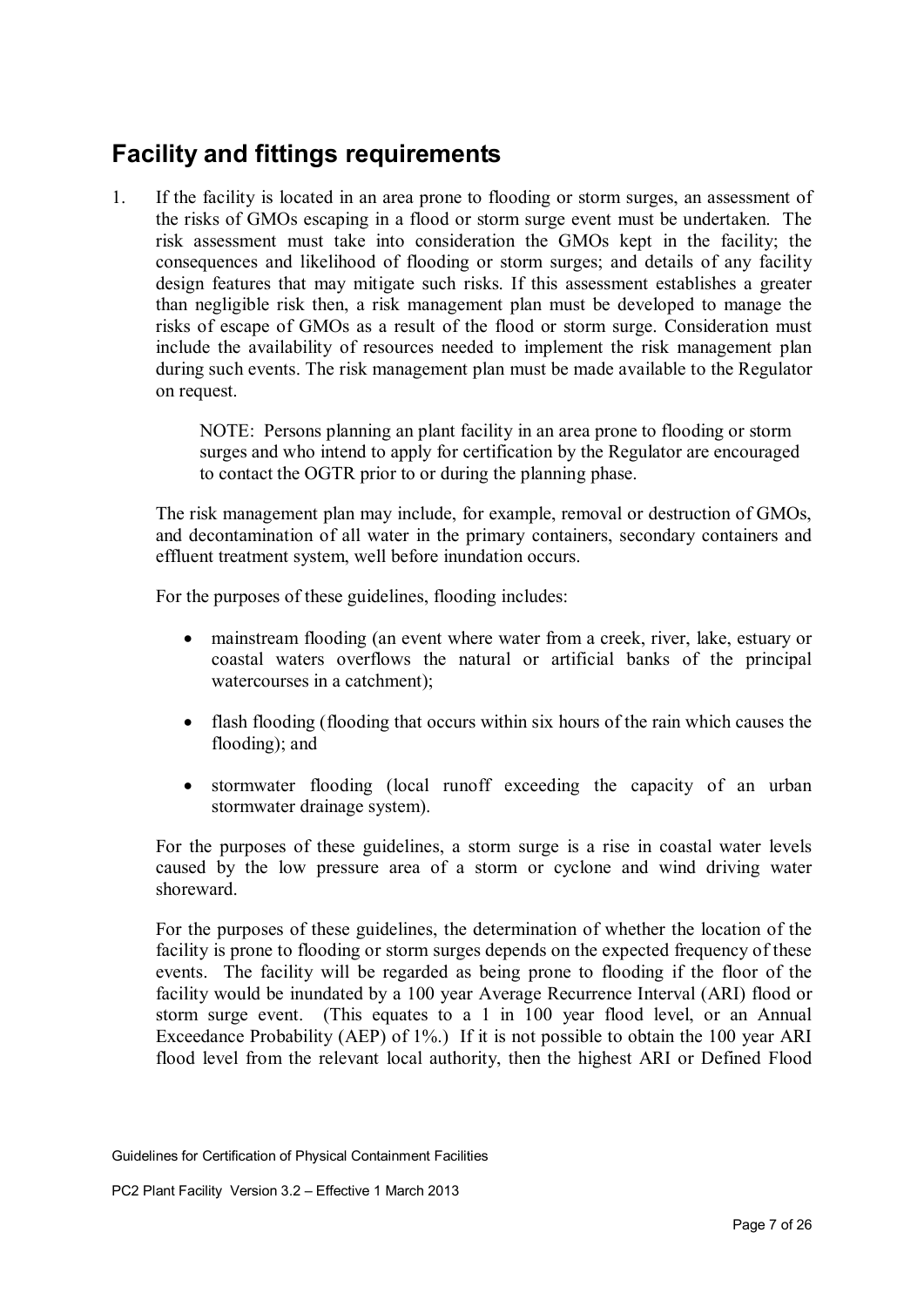## Facility and fittings requirements

1. If the facility is located in an area prone to flooding or storm surges, an assessment of the risks of GMOs escaping in a flood or storm surge event must be undertaken. The risk assessment must take into consideration the GMOs kept in the facility; the consequences and likelihood of flooding or storm surges; and details of any facility design features that may mitigate such risks. If this assessment establishes a greater than negligible risk then, a risk management plan must be developed to manage the risks of escape of GMOs as a result of the flood or storm surge. Consideration must include the availability of resources needed to implement the risk management plan during such events. The risk management plan must be made available to the Regulator on request.

   > NOTE: Persons planning an plant facility in an area prone to flooding or storm surges and who intend to apply for certification by the Regulator are encouraged to contact the OGTR prior to or during the planning phase.

   The risk management plan may include, for example, removal or destruction of GMOs, and decontamination of all water in the primary containers, secondary containers and effluent treatment system, well before inundation occurs.

   For the purposes of these guidelines, flooding includes:

   - mainstream flooding (an event where water from a creek, river, lake, estuary or coastal waters overflows the natural or artificial banks of the principal watercourses in a catchment);
   - flash flooding (flooding that occurs within six hours of the rain which causes the flooding); and
   - stormwater flooding (local runoff exceeding the capacity of an urban stormwater drainage system).

   For the purposes of these guidelines, a storm surge is a rise in coastal water levels caused by the low pressure area of a storm or cyclone and wind driving water shoreward.

   For the purposes of these guidelines, the determination of whether the location of the facility is prone to flooding or storm surges depends on the expected frequency of these events. The facility will be regarded as being prone to flooding if the floor of the facility would be inundated by a 100 year Average Recurrence Interval (ARI) flood or storm surge event. (This equates to a 1 in 100 year flood level, or an Annual Exceedance Probability (AEP) of 1%.) If it is not possible to obtain the 100 year ARI flood level from the relevant local authority, then the highest ARI or Defined Flood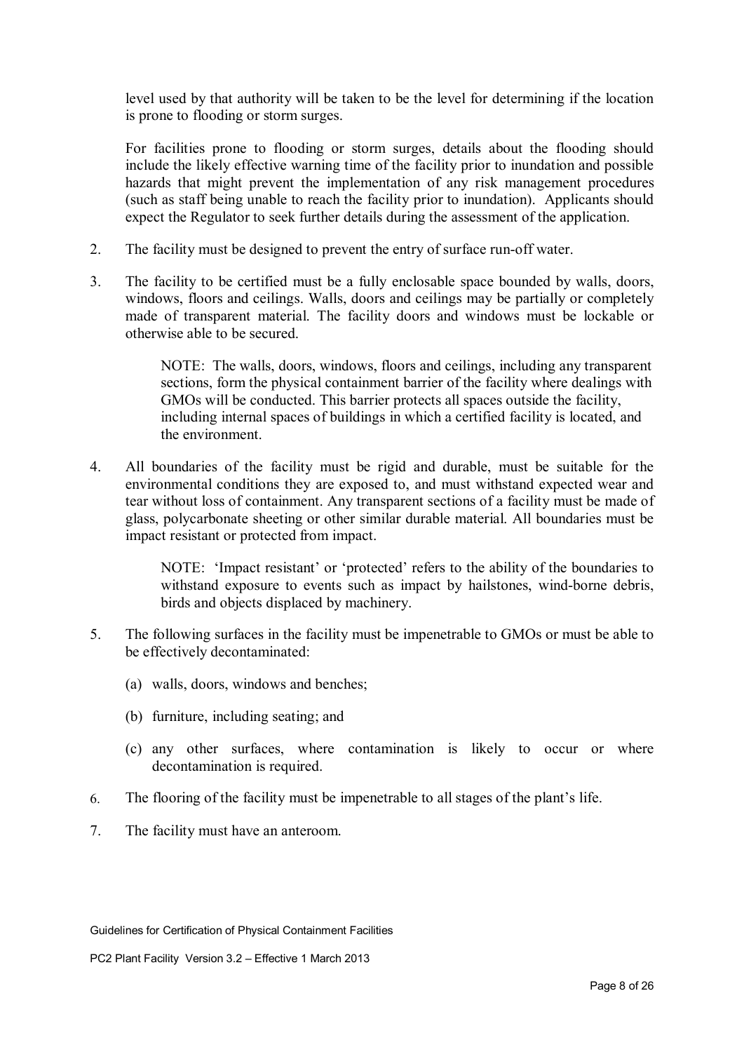level used by that authority will be taken to be the level for determining if the location is prone to flooding or storm surges.

For facilities prone to flooding or storm surges, details about the flooding should include the likely effective warning time of the facility prior to inundation and possible hazards that might prevent the implementation of any risk management procedures (such as staff being unable to reach the facility prior to inundation). Applicants should expect the Regulator to seek further details during the assessment of the application.

2. The facility must be designed to prevent the entry of surface run-off water.

3. The facility to be certified must be a fully enclosable space bounded by walls, doors, windows, floors and ceilings. Walls, doors and ceilings may be partially or completely made of transparent material. The facility doors and windows must be lockable or otherwise able to be secured.

   NOTE: The walls, doors, windows, floors and ceilings, including any transparent sections, form the physical containment barrier of the facility where dealings with GMOs will be conducted. This barrier protects all spaces outside the facility, including internal spaces of buildings in which a certified facility is located, and the environment.

4. All boundaries of the facility must be rigid and durable, must be suitable for the environmental conditions they are exposed to, and must withstand expected wear and tear without loss of containment. Any transparent sections of a facility must be made of glass, polycarbonate sheeting or other similar durable material. All boundaries must be impact resistant or protected from impact.

   NOTE: 'Impact resistant' or 'protected' refers to the ability of the boundaries to withstand exposure to events such as impact by hailstones, wind-borne debris, birds and objects displaced by machinery.

5. The following surfaces in the facility must be impenetrable to GMOs or must be able to be effectively decontaminated:

   (a) walls, doors, windows and benches;

   (b) furniture, including seating; and

   (c) any other surfaces, where contamination is likely to occur or where decontamination is required.

6. The flooring of the facility must be impenetrable to all stages of the plant's life.

7. The facility must have an anteroom.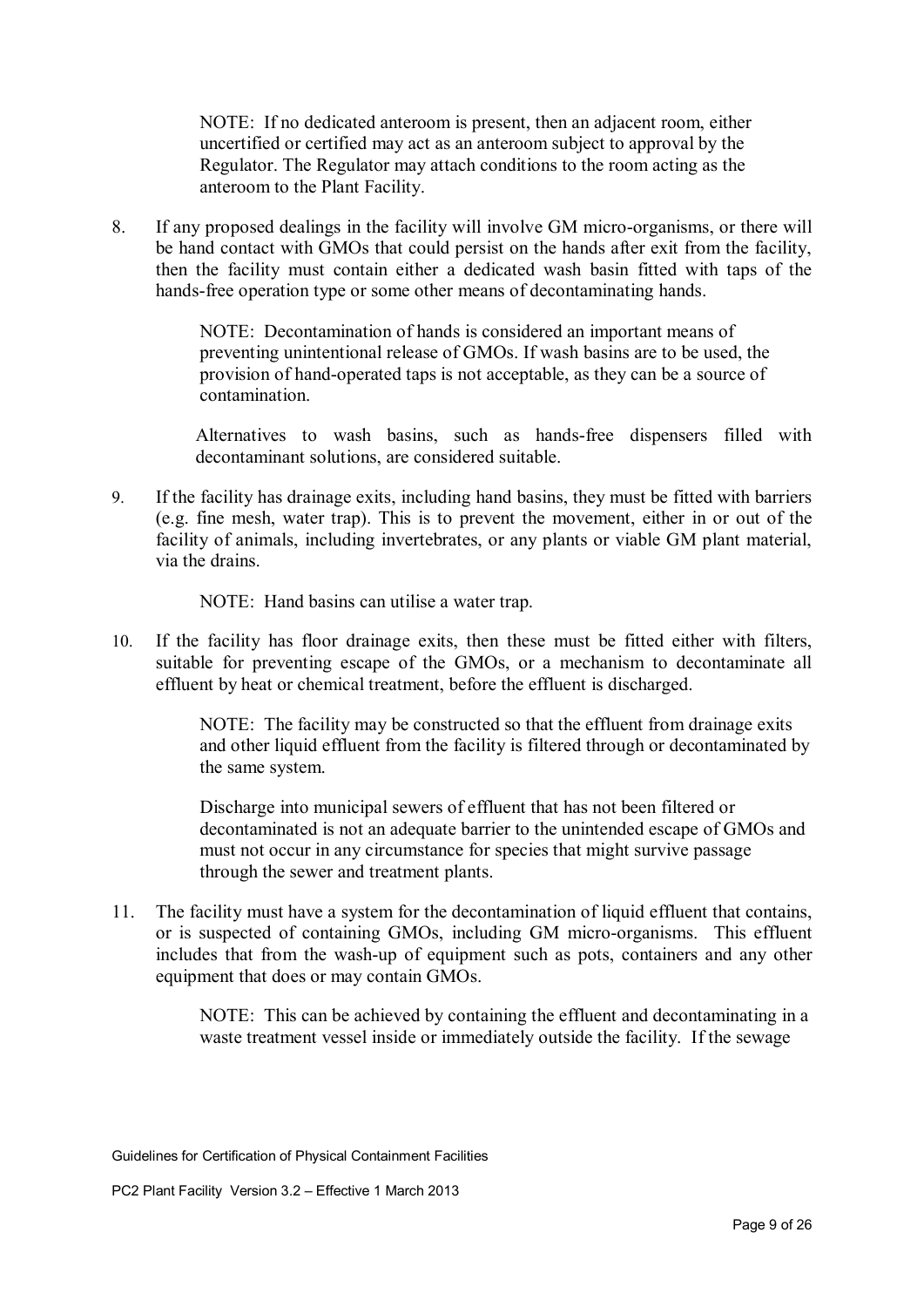NOTE: If no dedicated anteroom is present, then an adjacent room, either uncertified or certified may act as an anteroom subject to approval by the Regulator. The Regulator may attach conditions to the room acting as the anteroom to the Plant Facility.

8. If any proposed dealings in the facility will involve GM micro-organisms, or there will be hand contact with GMOs that could persist on the hands after exit from the facility, then the facility must contain either a dedicated wash basin fitted with taps of the hands-free operation type or some other means of decontaminating hands.

   NOTE: Decontamination of hands is considered an important means of preventing unintentional release of GMOs. If wash basins are to be used, the provision of hand-operated taps is not acceptable, as they can be a source of contamination.

   Alternatives to wash basins, such as hands-free dispensers filled with decontaminant solutions, are considered suitable.

9. If the facility has drainage exits, including hand basins, they must be fitted with barriers (e.g. fine mesh, water trap). This is to prevent the movement, either in or out of the facility of animals, including invertebrates, or any plants or viable GM plant material, via the drains.

   NOTE: Hand basins can utilise a water trap.

10. If the facility has floor drainage exits, then these must be fitted either with filters, suitable for preventing escape of the GMOs, or a mechanism to decontaminate all effluent by heat or chemical treatment, before the effluent is discharged.

    NOTE: The facility may be constructed so that the effluent from drainage exits and other liquid effluent from the facility is filtered through or decontaminated by the same system.

    Discharge into municipal sewers of effluent that has not been filtered or decontaminated is not an adequate barrier to the unintended escape of GMOs and must not occur in any circumstance for species that might survive passage through the sewer and treatment plants.

11. The facility must have a system for the decontamination of liquid effluent that contains, or is suspected of containing GMOs, including GM micro-organisms. This effluent includes that from the wash-up of equipment such as pots, containers and any other equipment that does or may contain GMOs.

    NOTE: This can be achieved by containing the effluent and decontaminating in a waste treatment vessel inside or immediately outside the facility. If the sewage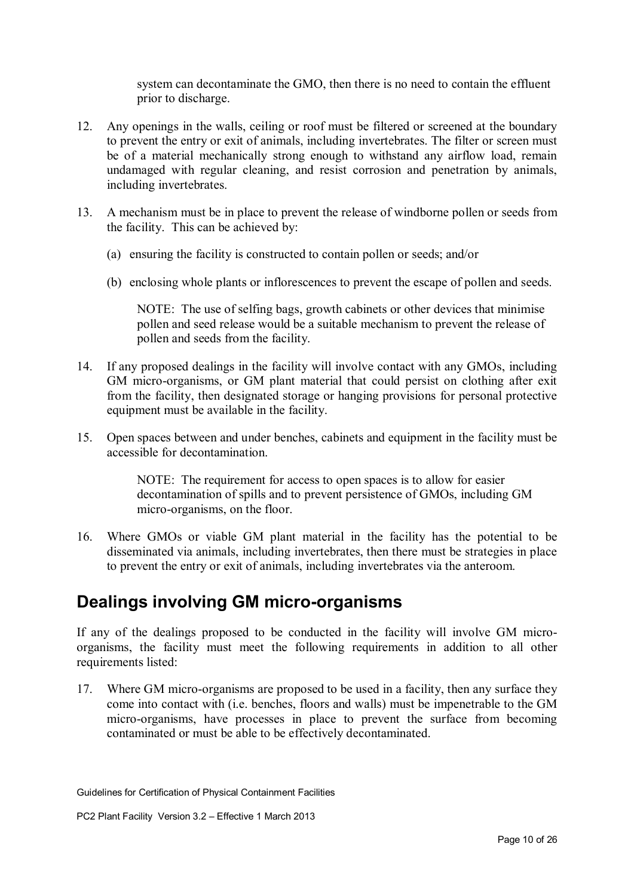system can decontaminate the GMO, then there is no need to contain the effluent prior to discharge.

12. Any openings in the walls, ceiling or roof must be filtered or screened at the boundary to prevent the entry or exit of animals, including invertebrates. The filter or screen must be of a material mechanically strong enough to withstand any airflow load, remain undamaged with regular cleaning, and resist corrosion and penetration by animals, including invertebrates.

13. A mechanism must be in place to prevent the release of windborne pollen or seeds from the facility. This can be achieved by:

    (a) ensuring the facility is constructed to contain pollen or seeds; and/or

    (b) enclosing whole plants or inflorescences to prevent the escape of pollen and seeds.

    NOTE: The use of selfing bags, growth cabinets or other devices that minimise pollen and seed release would be a suitable mechanism to prevent the release of pollen and seeds from the facility.

14. If any proposed dealings in the facility will involve contact with any GMOs, including GM micro-organisms, or GM plant material that could persist on clothing after exit from the facility, then designated storage or hanging provisions for personal protective equipment must be available in the facility.

15. Open spaces between and under benches, cabinets and equipment in the facility must be accessible for decontamination.

    NOTE: The requirement for access to open spaces is to allow for easier decontamination of spills and to prevent persistence of GMOs, including GM micro-organisms, on the floor.

16. Where GMOs or viable GM plant material in the facility has the potential to be disseminated via animals, including invertebrates, then there must be strategies in place to prevent the entry or exit of animals, including invertebrates via the anteroom.

## Dealings involving GM micro-organisms

If any of the dealings proposed to be conducted in the facility will involve GM micro-organisms, the facility must meet the following requirements in addition to all other requirements listed:

17. Where GM micro-organisms are proposed to be used in a facility, then any surface they come into contact with (i.e. benches, floors and walls) must be impenetrable to the GM micro-organisms, have processes in place to prevent the surface from becoming contaminated or must be able to be effectively decontaminated.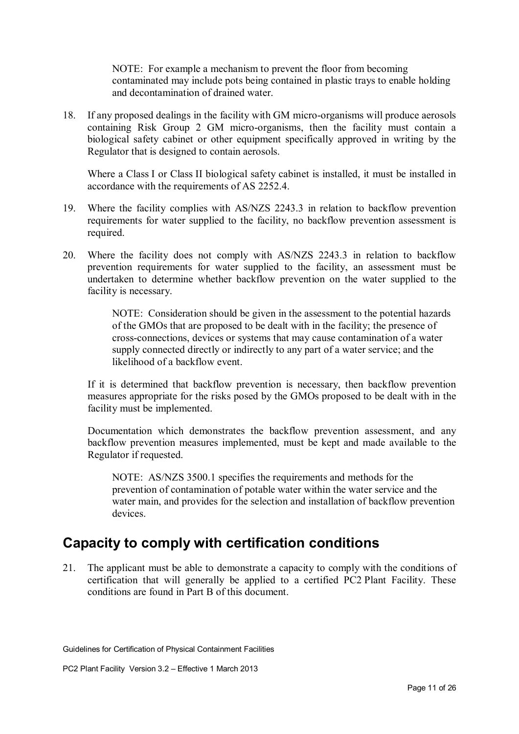NOTE: For example a mechanism to prevent the floor from becoming contaminated may include pots being contained in plastic trays to enable holding and decontamination of drained water.

18. If any proposed dealings in the facility with GM micro-organisms will produce aerosols containing Risk Group 2 GM micro-organisms, then the facility must contain a biological safety cabinet or other equipment specifically approved in writing by the Regulator that is designed to contain aerosols.

    Where a Class I or Class II biological safety cabinet is installed, it must be installed in accordance with the requirements of AS 2252.4.

19. Where the facility complies with AS/NZS 2243.3 in relation to backflow prevention requirements for water supplied to the facility, no backflow prevention assessment is required.

20. Where the facility does not comply with AS/NZS 2243.3 in relation to backflow prevention requirements for water supplied to the facility, an assessment must be undertaken to determine whether backflow prevention on the water supplied to the facility is necessary.

    NOTE: Consideration should be given in the assessment to the potential hazards of the GMOs that are proposed to be dealt with in the facility; the presence of cross-connections, devices or systems that may cause contamination of a water supply connected directly or indirectly to any part of a water service; and the likelihood of a backflow event.

    If it is determined that backflow prevention is necessary, then backflow prevention measures appropriate for the risks posed by the GMOs proposed to be dealt with in the facility must be implemented.

    Documentation which demonstrates the backflow prevention assessment, and any backflow prevention measures implemented, must be kept and made available to the Regulator if requested.

    NOTE: AS/NZS 3500.1 specifies the requirements and methods for the prevention of contamination of potable water within the water service and the water main, and provides for the selection and installation of backflow prevention devices.

## Capacity to comply with certification conditions

21. The applicant must be able to demonstrate a capacity to comply with the conditions of certification that will generally be applied to a certified PC2 Plant Facility. These conditions are found in Part B of this document.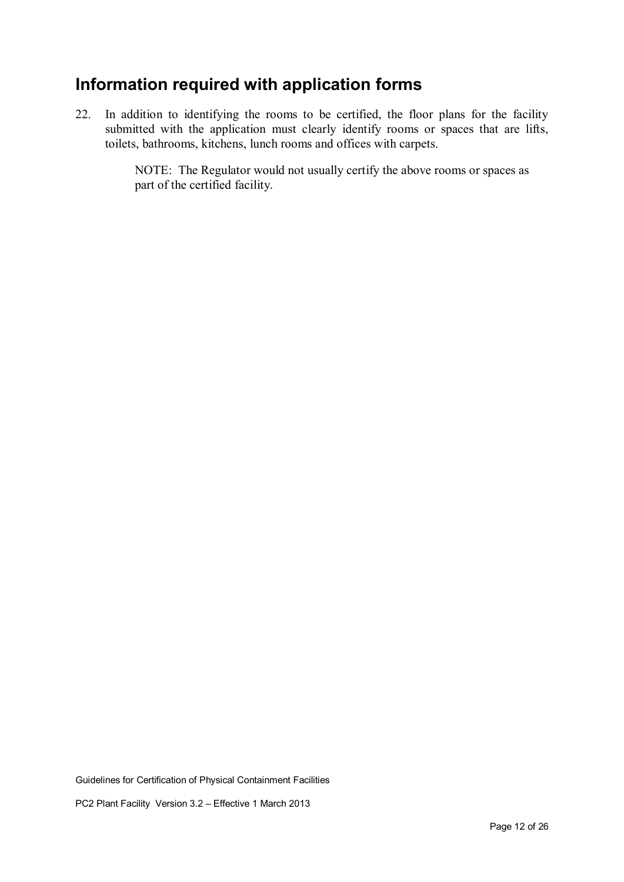## Information required with application forms

22. In addition to identifying the rooms to be certified, the floor plans for the facility submitted with the application must clearly identify rooms or spaces that are lifts, toilets, bathrooms, kitchens, lunch rooms and offices with carpets.

    NOTE: The Regulator would not usually certify the above rooms or spaces as part of the certified facility.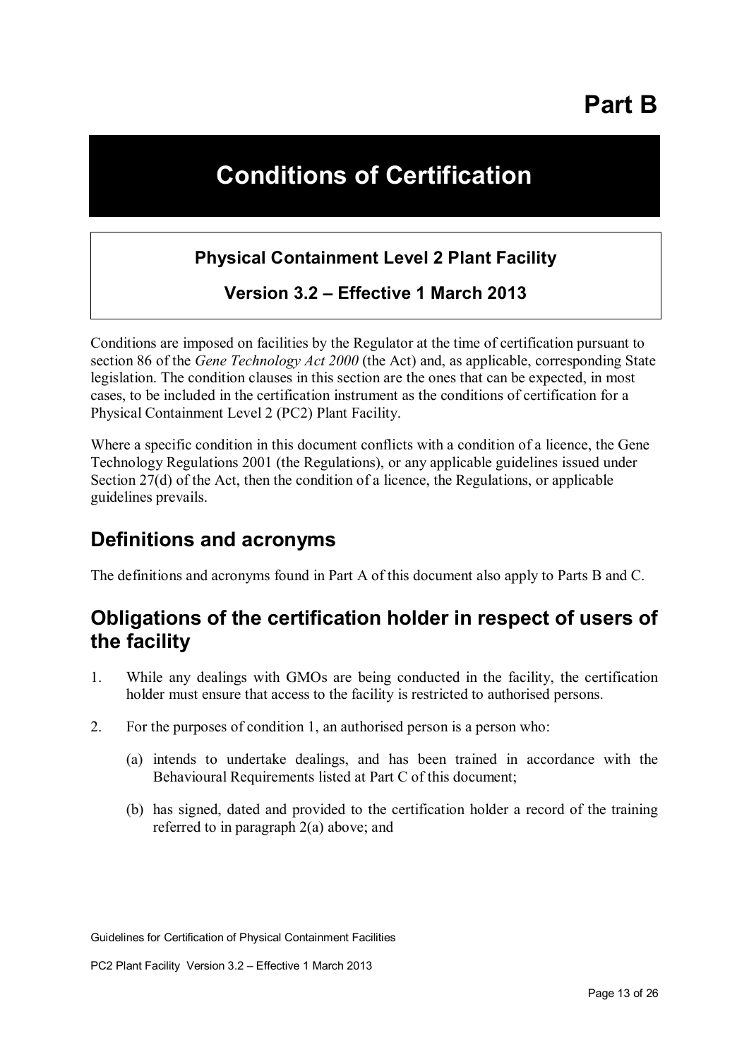# Part B

# Conditions of Certification

**Physical Containment Level 2 Plant Facility**

**Version 3.2 – Effective 1 March 2013**

Conditions are imposed on facilities by the Regulator at the time of certification pursuant to section 86 of the *Gene Technology Act 2000* (the Act) and, as applicable, corresponding State legislation. The condition clauses in this section are the ones that can be expected, in most cases, to be included in the certification instrument as the conditions of certification for a Physical Containment Level 2 (PC2) Plant Facility.

Where a specific condition in this document conflicts with a condition of a licence, the Gene Technology Regulations 2001 (the Regulations), or any applicable guidelines issued under Section 27(d) of the Act, then the condition of a licence, the Regulations, or applicable guidelines prevails.

## Definitions and acronyms

The definitions and acronyms found in Part A of this document also apply to Parts B and C.

## Obligations of the certification holder in respect of users of the facility

1. While any dealings with GMOs are being conducted in the facility, the certification holder must ensure that access to the facility is restricted to authorised persons.

2. For the purposes of condition 1, an authorised person is a person who:

   (a) intends to undertake dealings, and has been trained in accordance with the Behavioural Requirements listed at Part C of this document;

   (b) has signed, dated and provided to the certification holder a record of the training referred to in paragraph 2(a) above; and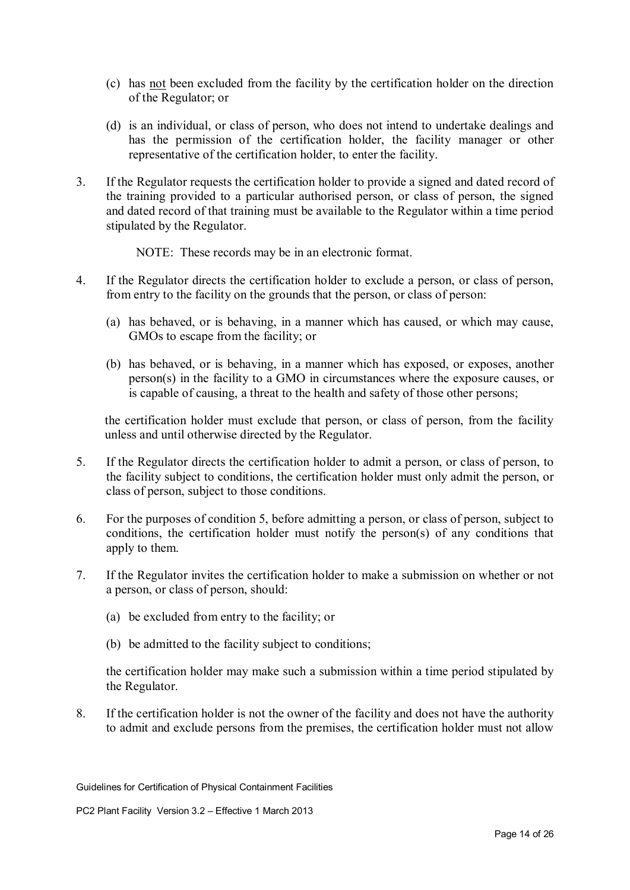(c) has <u>not</u> been excluded from the facility by the certification holder on the direction of the Regulator; or

(d) is an individual, or class of person, who does not intend to undertake dealings and has the permission of the certification holder, the facility manager or other representative of the certification holder, to enter the facility.

3. If the Regulator requests the certification holder to provide a signed and dated record of the training provided to a particular authorised person, or class of person, the signed and dated record of that training must be available to the Regulator within a time period stipulated by the Regulator.

   NOTE: These records may be in an electronic format.

4. If the Regulator directs the certification holder to exclude a person, or class of person, from entry to the facility on the grounds that the person, or class of person:

   (a) has behaved, or is behaving, in a manner which has caused, or which may cause, GMOs to escape from the facility; or

   (b) has behaved, or is behaving, in a manner which has exposed, or exposes, another person(s) in the facility to a GMO in circumstances where the exposure causes, or is capable of causing, a threat to the health and safety of those other persons;

   the certification holder must exclude that person, or class of person, from the facility unless and until otherwise directed by the Regulator.

5. If the Regulator directs the certification holder to admit a person, or class of person, to the facility subject to conditions, the certification holder must only admit the person, or class of person, subject to those conditions.

6. For the purposes of condition 5, before admitting a person, or class of person, subject to conditions, the certification holder must notify the person(s) of any conditions that apply to them.

7. If the Regulator invites the certification holder to make a submission on whether or not a person, or class of person, should:

   (a) be excluded from entry to the facility; or

   (b) be admitted to the facility subject to conditions;

   the certification holder may make such a submission within a time period stipulated by the Regulator.

8. If the certification holder is not the owner of the facility and does not have the authority to admit and exclude persons from the premises, the certification holder must not allow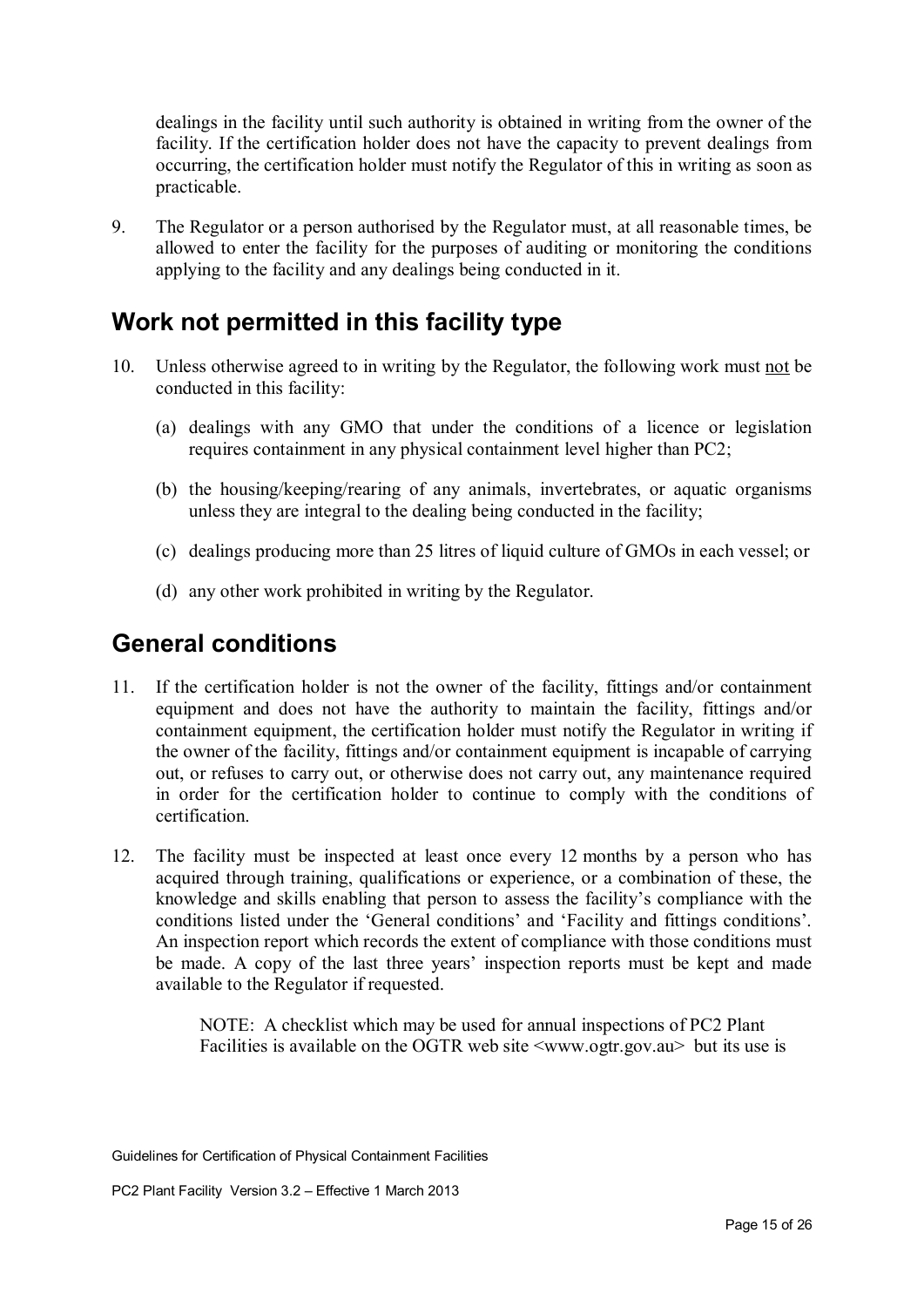dealings in the facility until such authority is obtained in writing from the owner of the facility. If the certification holder does not have the capacity to prevent dealings from occurring, the certification holder must notify the Regulator of this in writing as soon as practicable.

9. The Regulator or a person authorised by the Regulator must, at all reasonable times, be allowed to enter the facility for the purposes of auditing or monitoring the conditions applying to the facility and any dealings being conducted in it.

## Work not permitted in this facility type

10. Unless otherwise agreed to in writing by the Regulator, the following work must not be conducted in this facility:

    (a) dealings with any GMO that under the conditions of a licence or legislation requires containment in any physical containment level higher than PC2;

    (b) the housing/keeping/rearing of any animals, invertebrates, or aquatic organisms unless they are integral to the dealing being conducted in the facility;

    (c) dealings producing more than 25 litres of liquid culture of GMOs in each vessel; or

    (d) any other work prohibited in writing by the Regulator.

## General conditions

11. If the certification holder is not the owner of the facility, fittings and/or containment equipment and does not have the authority to maintain the facility, fittings and/or containment equipment, the certification holder must notify the Regulator in writing if the owner of the facility, fittings and/or containment equipment is incapable of carrying out, or refuses to carry out, or otherwise does not carry out, any maintenance required in order for the certification holder to continue to comply with the conditions of certification.

12. The facility must be inspected at least once every 12 months by a person who has acquired through training, qualifications or experience, or a combination of these, the knowledge and skills enabling that person to assess the facility's compliance with the conditions listed under the 'General conditions' and 'Facility and fittings conditions'. An inspection report which records the extent of compliance with those conditions must be made. A copy of the last three years' inspection reports must be kept and made available to the Regulator if requested.

    NOTE: A checklist which may be used for annual inspections of PC2 Plant Facilities is available on the OGTR web site <www.ogtr.gov.au> but its use is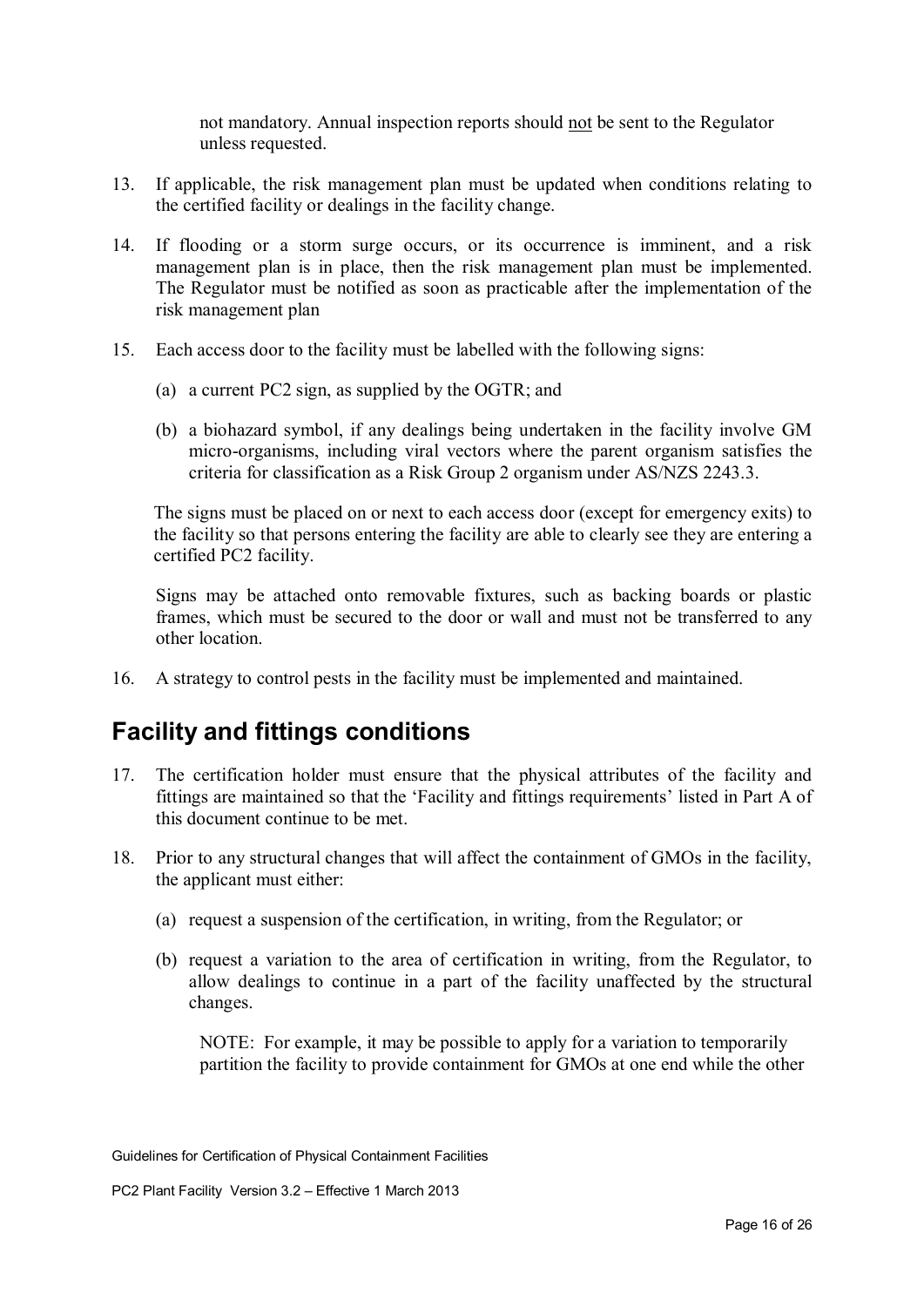not mandatory. Annual inspection reports should <u>not</u> be sent to the Regulator unless requested.

13. If applicable, the risk management plan must be updated when conditions relating to the certified facility or dealings in the facility change.

14. If flooding or a storm surge occurs, or its occurrence is imminent, and a risk management plan is in place, then the risk management plan must be implemented. The Regulator must be notified as soon as practicable after the implementation of the risk management plan

15. Each access door to the facility must be labelled with the following signs:

    (a) a current PC2 sign, as supplied by the OGTR; and

    (b) a biohazard symbol, if any dealings being undertaken in the facility involve GM micro-organisms, including viral vectors where the parent organism satisfies the criteria for classification as a Risk Group 2 organism under AS/NZS 2243.3.

    The signs must be placed on or next to each access door (except for emergency exits) to the facility so that persons entering the facility are able to clearly see they are entering a certified PC2 facility.

    Signs may be attached onto removable fixtures, such as backing boards or plastic frames, which must be secured to the door or wall and must not be transferred to any other location.

16. A strategy to control pests in the facility must be implemented and maintained.

## Facility and fittings conditions

17. The certification holder must ensure that the physical attributes of the facility and fittings are maintained so that the 'Facility and fittings requirements' listed in Part A of this document continue to be met.

18. Prior to any structural changes that will affect the containment of GMOs in the facility, the applicant must either:

    (a) request a suspension of the certification, in writing, from the Regulator; or

    (b) request a variation to the area of certification in writing, from the Regulator, to allow dealings to continue in a part of the facility unaffected by the structural changes.

        NOTE: For example, it may be possible to apply for a variation to temporarily partition the facility to provide containment for GMOs at one end while the other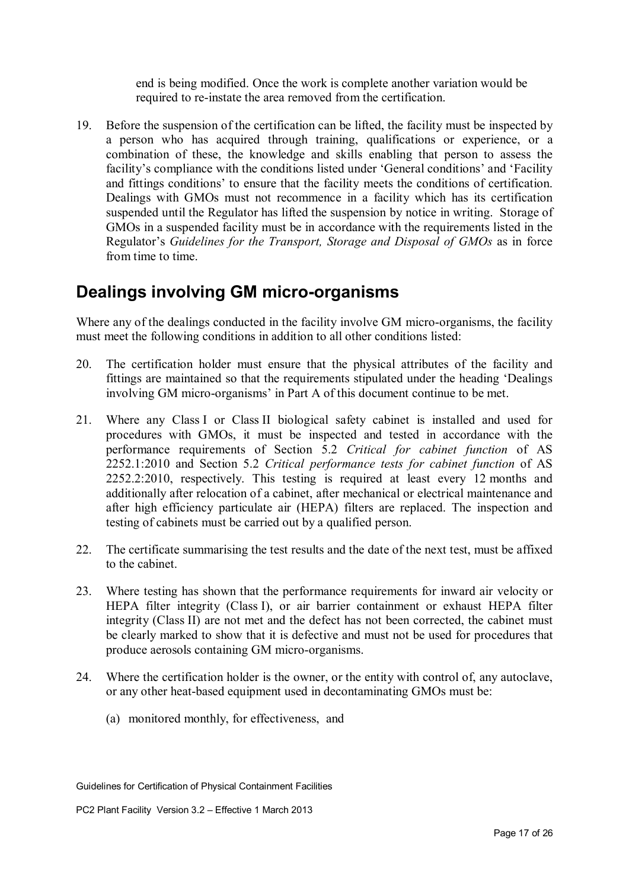end is being modified. Once the work is complete another variation would be required to re-instate the area removed from the certification.

19. Before the suspension of the certification can be lifted, the facility must be inspected by a person who has acquired through training, qualifications or experience, or a combination of these, the knowledge and skills enabling that person to assess the facility's compliance with the conditions listed under 'General conditions' and 'Facility and fittings conditions' to ensure that the facility meets the conditions of certification. Dealings with GMOs must not recommence in a facility which has its certification suspended until the Regulator has lifted the suspension by notice in writing. Storage of GMOs in a suspended facility must be in accordance with the requirements listed in the Regulator's *Guidelines for the Transport, Storage and Disposal of GMOs* as in force from time to time.

## Dealings involving GM micro-organisms

Where any of the dealings conducted in the facility involve GM micro-organisms, the facility must meet the following conditions in addition to all other conditions listed:

20. The certification holder must ensure that the physical attributes of the facility and fittings are maintained so that the requirements stipulated under the heading 'Dealings involving GM micro-organisms' in Part A of this document continue to be met.

21. Where any Class I or Class II biological safety cabinet is installed and used for procedures with GMOs, it must be inspected and tested in accordance with the performance requirements of Section 5.2 *Critical for cabinet function* of AS 2252.1:2010 and Section 5.2 *Critical performance tests for cabinet function* of AS 2252.2:2010, respectively. This testing is required at least every 12 months and additionally after relocation of a cabinet, after mechanical or electrical maintenance and after high efficiency particulate air (HEPA) filters are replaced. The inspection and testing of cabinets must be carried out by a qualified person.

22. The certificate summarising the test results and the date of the next test, must be affixed to the cabinet.

23. Where testing has shown that the performance requirements for inward air velocity or HEPA filter integrity (Class I), or air barrier containment or exhaust HEPA filter integrity (Class II) are not met and the defect has not been corrected, the cabinet must be clearly marked to show that it is defective and must not be used for procedures that produce aerosols containing GM micro-organisms.

24. Where the certification holder is the owner, or the entity with control of, any autoclave, or any other heat-based equipment used in decontaminating GMOs must be:

    (a) monitored monthly, for effectiveness, and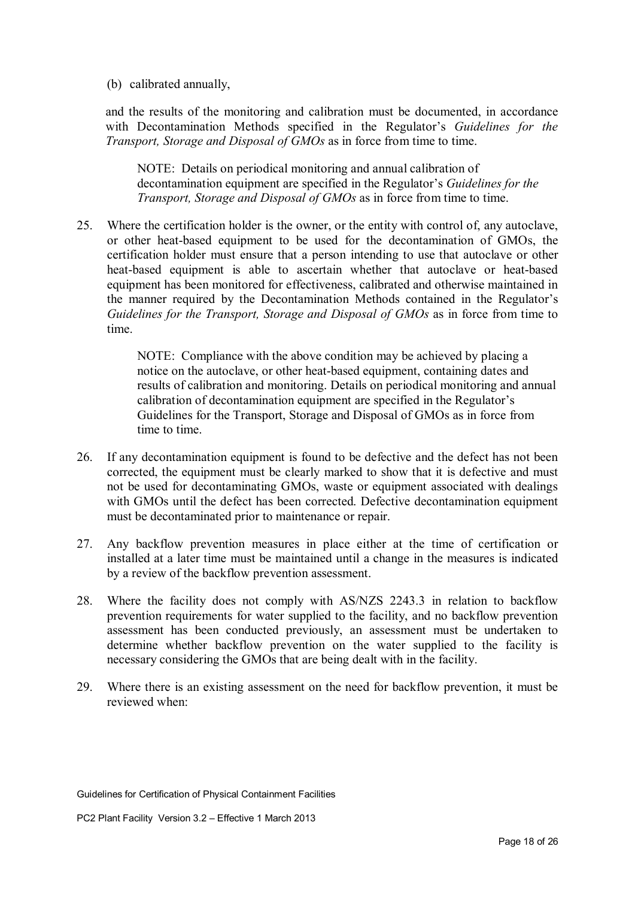(b) calibrated annually,

and the results of the monitoring and calibration must be documented, in accordance with Decontamination Methods specified in the Regulator's *Guidelines for the Transport, Storage and Disposal of GMOs* as in force from time to time.

> NOTE: Details on periodical monitoring and annual calibration of decontamination equipment are specified in the Regulator's *Guidelines for the Transport, Storage and Disposal of GMOs* as in force from time to time.

25. Where the certification holder is the owner, or the entity with control of, any autoclave, or other heat-based equipment to be used for the decontamination of GMOs, the certification holder must ensure that a person intending to use that autoclave or other heat-based equipment is able to ascertain whether that autoclave or heat-based equipment has been monitored for effectiveness, calibrated and otherwise maintained in the manner required by the Decontamination Methods contained in the Regulator's *Guidelines for the Transport, Storage and Disposal of GMOs* as in force from time to time.

    > NOTE: Compliance with the above condition may be achieved by placing a notice on the autoclave, or other heat-based equipment, containing dates and results of calibration and monitoring. Details on periodical monitoring and annual calibration of decontamination equipment are specified in the Regulator's Guidelines for the Transport, Storage and Disposal of GMOs as in force from time to time.

26. If any decontamination equipment is found to be defective and the defect has not been corrected, the equipment must be clearly marked to show that it is defective and must not be used for decontaminating GMOs, waste or equipment associated with dealings with GMOs until the defect has been corrected. Defective decontamination equipment must be decontaminated prior to maintenance or repair.

27. Any backflow prevention measures in place either at the time of certification or installed at a later time must be maintained until a change in the measures is indicated by a review of the backflow prevention assessment.

28. Where the facility does not comply with AS/NZS 2243.3 in relation to backflow prevention requirements for water supplied to the facility, and no backflow prevention assessment has been conducted previously, an assessment must be undertaken to determine whether backflow prevention on the water supplied to the facility is necessary considering the GMOs that are being dealt with in the facility.

29. Where there is an existing assessment on the need for backflow prevention, it must be reviewed when: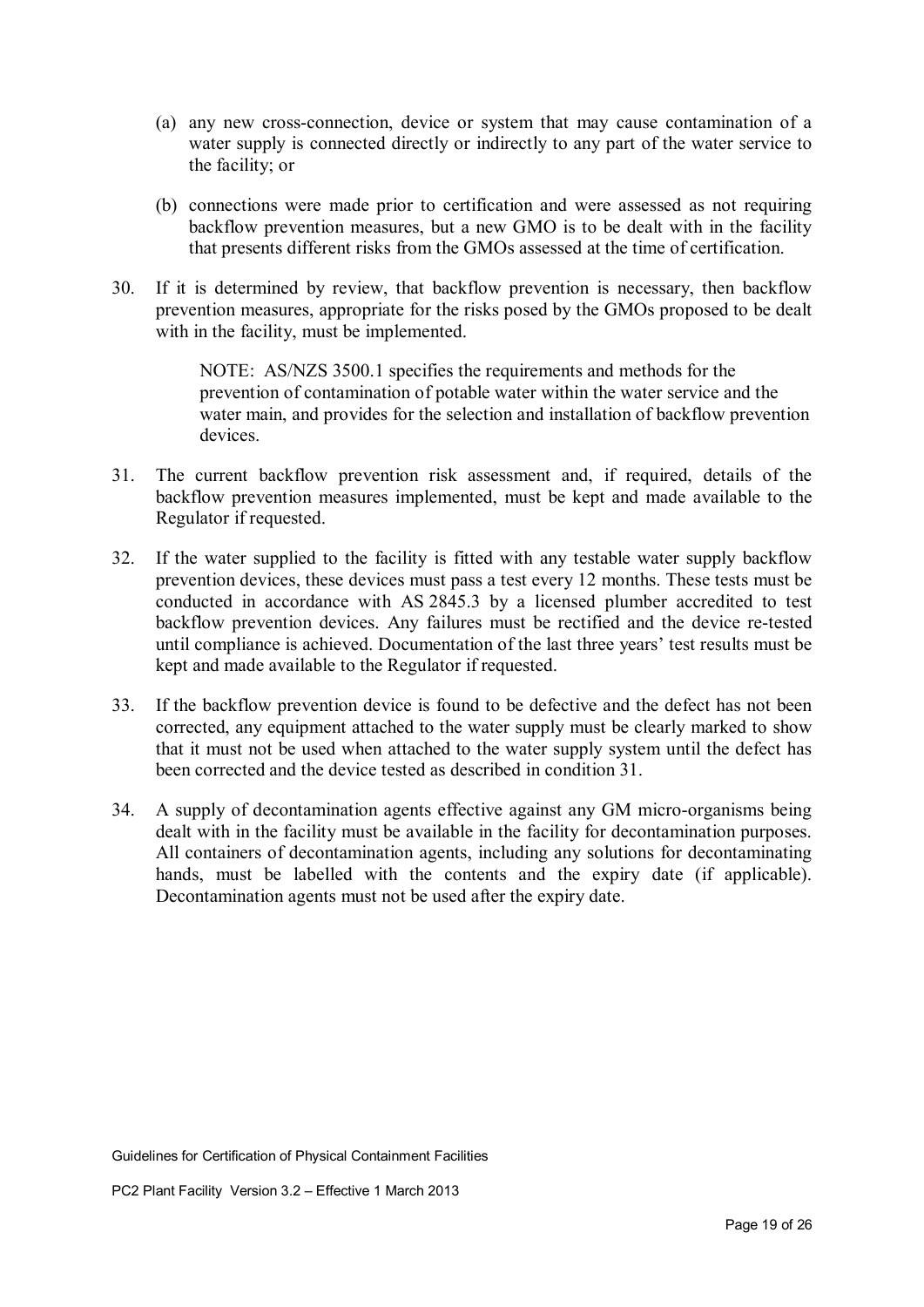(a) any new cross-connection, device or system that may cause contamination of a water supply is connected directly or indirectly to any part of the water service to the facility; or

(b) connections were made prior to certification and were assessed as not requiring backflow prevention measures, but a new GMO is to be dealt with in the facility that presents different risks from the GMOs assessed at the time of certification.

30. If it is determined by review, that backflow prevention is necessary, then backflow prevention measures, appropriate for the risks posed by the GMOs proposed to be dealt with in the facility, must be implemented.

    NOTE: AS/NZS 3500.1 specifies the requirements and methods for the prevention of contamination of potable water within the water service and the water main, and provides for the selection and installation of backflow prevention devices.

31. The current backflow prevention risk assessment and, if required, details of the backflow prevention measures implemented, must be kept and made available to the Regulator if requested.

32. If the water supplied to the facility is fitted with any testable water supply backflow prevention devices, these devices must pass a test every 12 months. These tests must be conducted in accordance with AS 2845.3 by a licensed plumber accredited to test backflow prevention devices. Any failures must be rectified and the device re-tested until compliance is achieved. Documentation of the last three years' test results must be kept and made available to the Regulator if requested.

33. If the backflow prevention device is found to be defective and the defect has not been corrected, any equipment attached to the water supply must be clearly marked to show that it must not be used when attached to the water supply system until the defect has been corrected and the device tested as described in condition 31.

34. A supply of decontamination agents effective against any GM micro-organisms being dealt with in the facility must be available in the facility for decontamination purposes. All containers of decontamination agents, including any solutions for decontaminating hands, must be labelled with the contents and the expiry date (if applicable). Decontamination agents must not be used after the expiry date.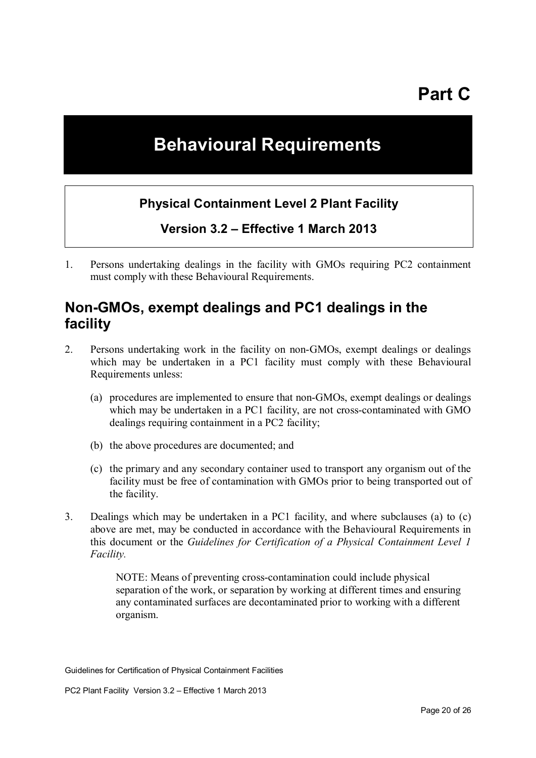# Part C

# Behavioural Requirements

**Physical Containment Level 2 Plant Facility**

**Version 3.2 – Effective 1 March 2013**

1. Persons undertaking dealings in the facility with GMOs requiring PC2 containment must comply with these Behavioural Requirements.

## Non-GMOs, exempt dealings and PC1 dealings in the facility

2. Persons undertaking work in the facility on non-GMOs, exempt dealings or dealings which may be undertaken in a PC1 facility must comply with these Behavioural Requirements unless:

   (a) procedures are implemented to ensure that non-GMOs, exempt dealings or dealings which may be undertaken in a PC1 facility, are not cross-contaminated with GMO dealings requiring containment in a PC2 facility;

   (b) the above procedures are documented; and

   (c) the primary and any secondary container used to transport any organism out of the facility must be free of contamination with GMOs prior to being transported out of the facility.

3. Dealings which may be undertaken in a PC1 facility, and where subclauses (a) to (c) above are met, may be conducted in accordance with the Behavioural Requirements in this document or the *Guidelines for Certification of a Physical Containment Level 1 Facility.*

   NOTE: Means of preventing cross-contamination could include physical separation of the work, or separation by working at different times and ensuring any contaminated surfaces are decontaminated prior to working with a different organism.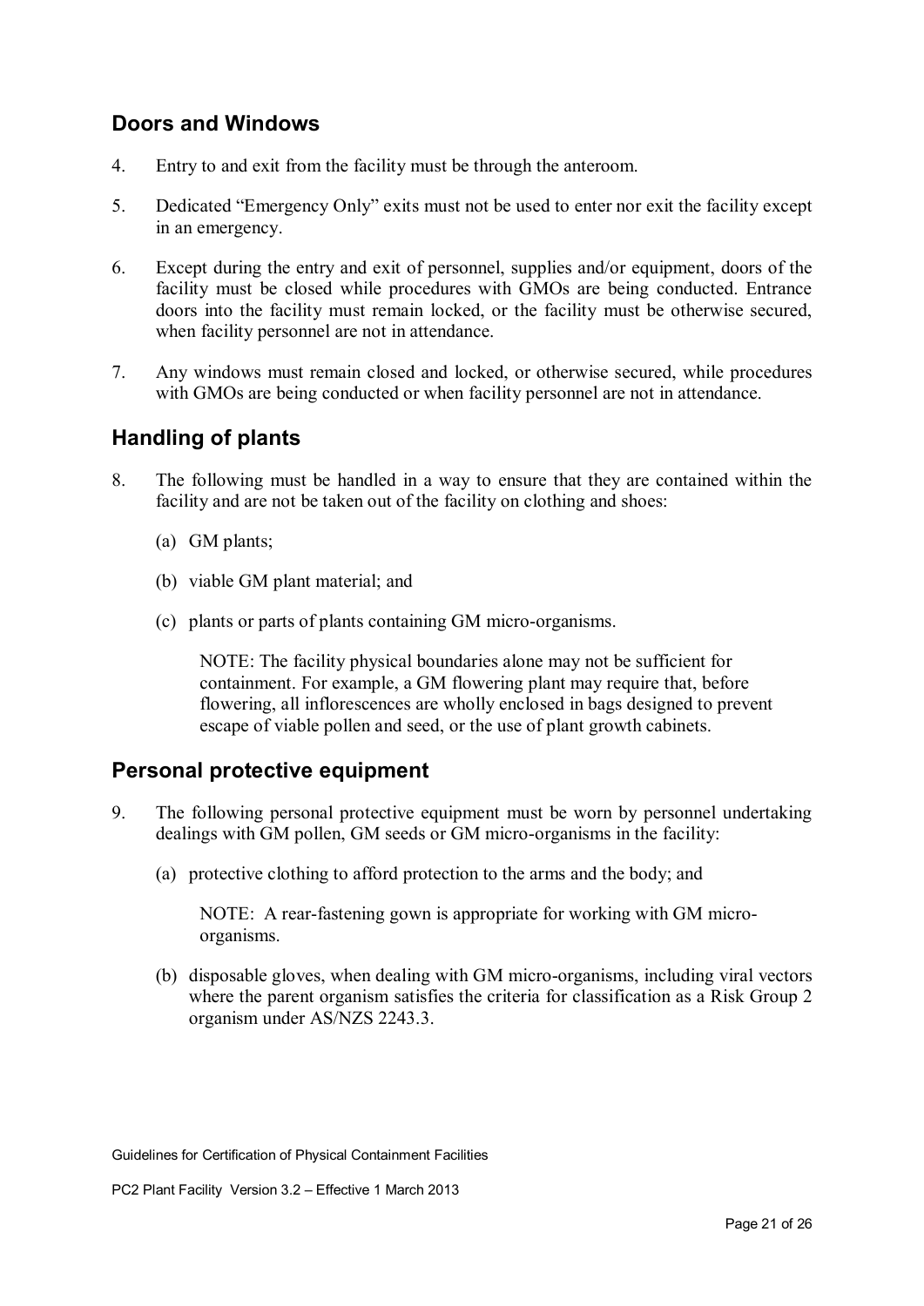## Doors and Windows

4. Entry to and exit from the facility must be through the anteroom.

5. Dedicated "Emergency Only" exits must not be used to enter nor exit the facility except in an emergency.

6. Except during the entry and exit of personnel, supplies and/or equipment, doors of the facility must be closed while procedures with GMOs are being conducted. Entrance doors into the facility must remain locked, or the facility must be otherwise secured, when facility personnel are not in attendance.

7. Any windows must remain closed and locked, or otherwise secured, while procedures with GMOs are being conducted or when facility personnel are not in attendance.

## Handling of plants

8. The following must be handled in a way to ensure that they are contained within the facility and are not be taken out of the facility on clothing and shoes:

   (a) GM plants;

   (b) viable GM plant material; and

   (c) plants or parts of plants containing GM micro-organisms.

   NOTE: The facility physical boundaries alone may not be sufficient for containment. For example, a GM flowering plant may require that, before flowering, all inflorescences are wholly enclosed in bags designed to prevent escape of viable pollen and seed, or the use of plant growth cabinets.

## Personal protective equipment

9. The following personal protective equipment must be worn by personnel undertaking dealings with GM pollen, GM seeds or GM micro-organisms in the facility:

   (a) protective clothing to afford protection to the arms and the body; and

   NOTE: A rear-fastening gown is appropriate for working with GM micro-organisms.

   (b) disposable gloves, when dealing with GM micro-organisms, including viral vectors where the parent organism satisfies the criteria for classification as a Risk Group 2 organism under AS/NZS 2243.3.

Guidelines for Certification of Physical Containment Facilities

PC2 Plant Facility Version 3.2 – Effective 1 March 2013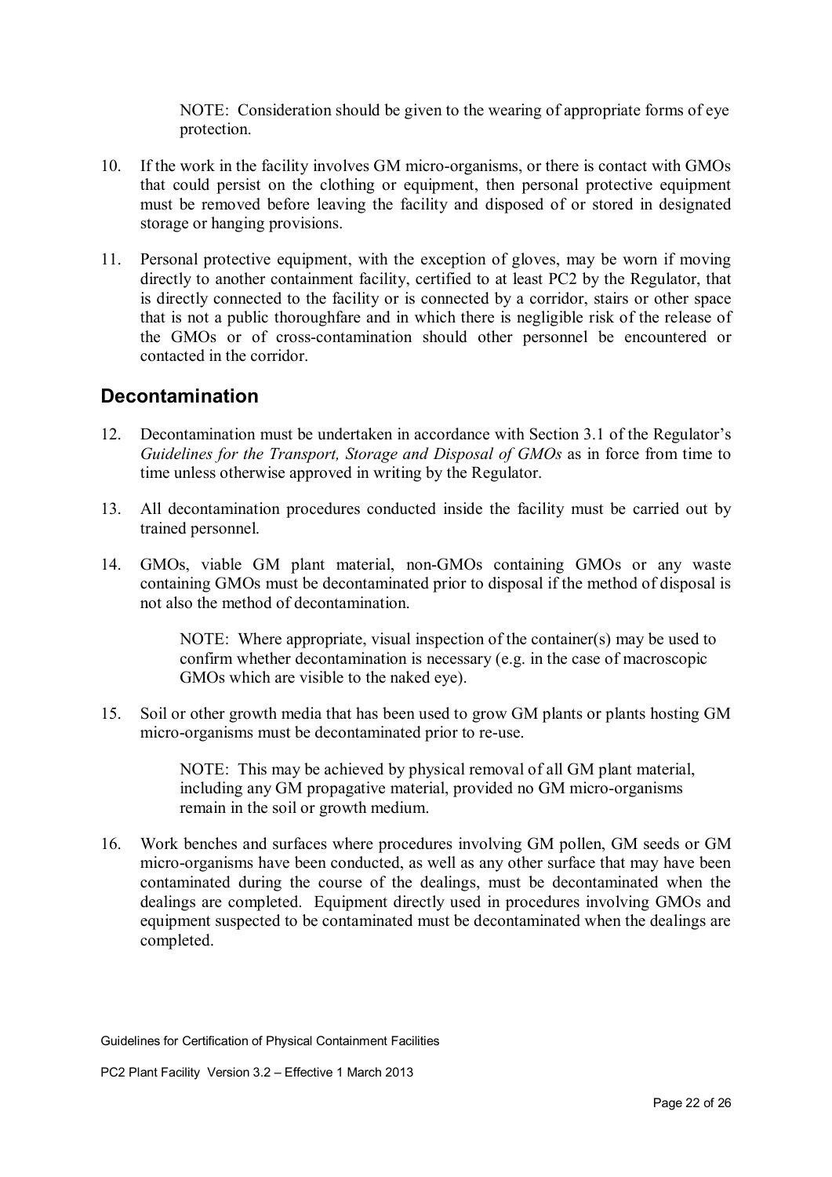NOTE: Consideration should be given to the wearing of appropriate forms of eye protection.

10. If the work in the facility involves GM micro-organisms, or there is contact with GMOs that could persist on the clothing or equipment, then personal protective equipment must be removed before leaving the facility and disposed of or stored in designated storage or hanging provisions.

11. Personal protective equipment, with the exception of gloves, may be worn if moving directly to another containment facility, certified to at least PC2 by the Regulator, that is directly connected to the facility or is connected by a corridor, stairs or other space that is not a public thoroughfare and in which there is negligible risk of the release of the GMOs or of cross-contamination should other personnel be encountered or contacted in the corridor.

## Decontamination

12. Decontamination must be undertaken in accordance with Section 3.1 of the Regulator's *Guidelines for the Transport, Storage and Disposal of GMOs* as in force from time to time unless otherwise approved in writing by the Regulator.

13. All decontamination procedures conducted inside the facility must be carried out by trained personnel.

14. GMOs, viable GM plant material, non-GMOs containing GMOs or any waste containing GMOs must be decontaminated prior to disposal if the method of disposal is not also the method of decontamination.

    NOTE: Where appropriate, visual inspection of the container(s) may be used to confirm whether decontamination is necessary (e.g. in the case of macroscopic GMOs which are visible to the naked eye).

15. Soil or other growth media that has been used to grow GM plants or plants hosting GM micro-organisms must be decontaminated prior to re-use.

    NOTE: This may be achieved by physical removal of all GM plant material, including any GM propagative material, provided no GM micro-organisms remain in the soil or growth medium.

16. Work benches and surfaces where procedures involving GM pollen, GM seeds or GM micro-organisms have been conducted, as well as any other surface that may have been contaminated during the course of the dealings, must be decontaminated when the dealings are completed. Equipment directly used in procedures involving GMOs and equipment suspected to be contaminated must be decontaminated when the dealings are completed.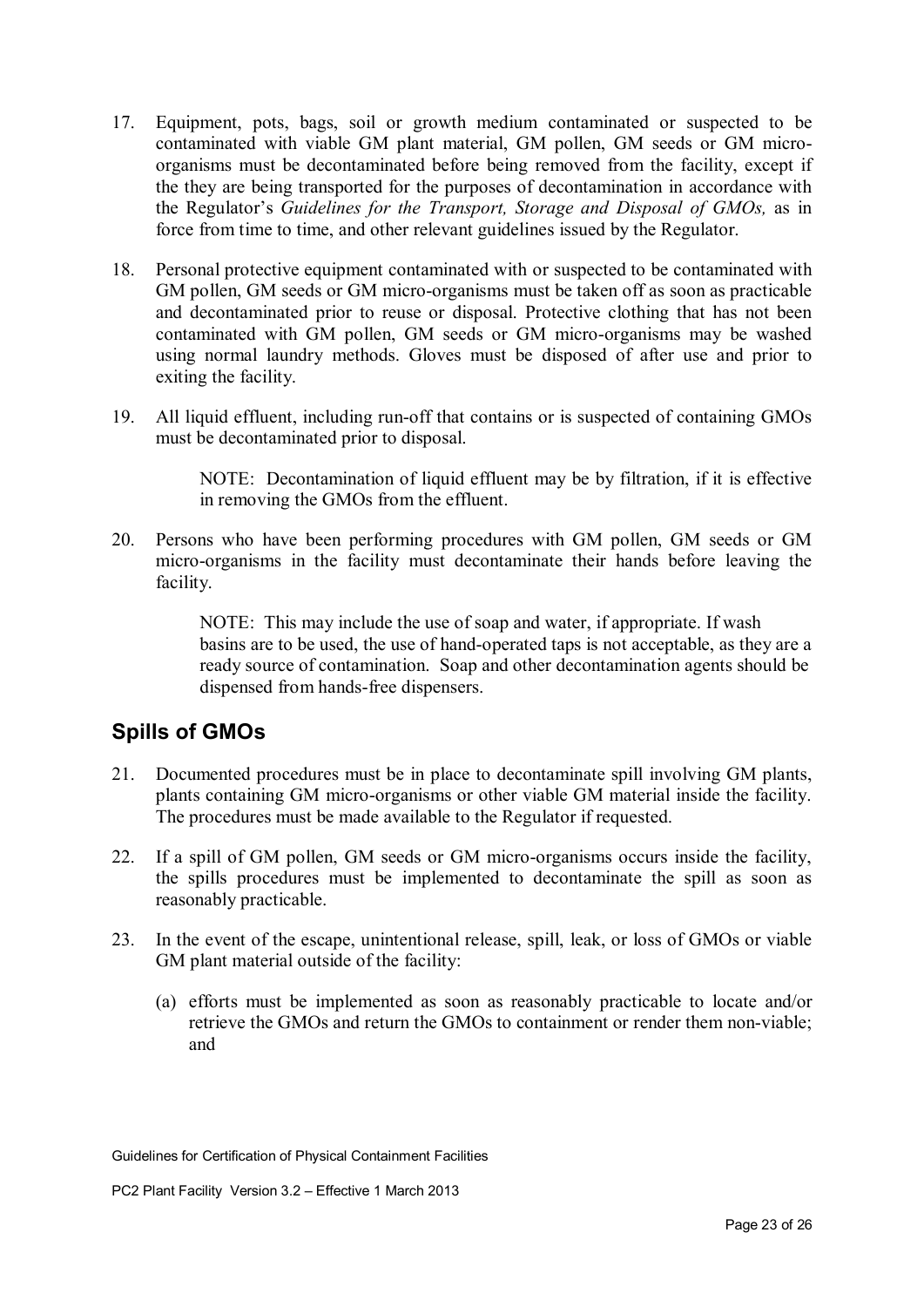17. Equipment, pots, bags, soil or growth medium contaminated or suspected to be contaminated with viable GM plant material, GM pollen, GM seeds or GM micro-organisms must be decontaminated before being removed from the facility, except if the they are being transported for the purposes of decontamination in accordance with the Regulator's *Guidelines for the Transport, Storage and Disposal of GMOs,* as in force from time to time, and other relevant guidelines issued by the Regulator.

18. Personal protective equipment contaminated with or suspected to be contaminated with GM pollen, GM seeds or GM micro-organisms must be taken off as soon as practicable and decontaminated prior to reuse or disposal. Protective clothing that has not been contaminated with GM pollen, GM seeds or GM micro-organisms may be washed using normal laundry methods. Gloves must be disposed of after use and prior to exiting the facility.

19. All liquid effluent, including run-off that contains or is suspected of containing GMOs must be decontaminated prior to disposal.

    NOTE: Decontamination of liquid effluent may be by filtration, if it is effective in removing the GMOs from the effluent.

20. Persons who have been performing procedures with GM pollen, GM seeds or GM micro-organisms in the facility must decontaminate their hands before leaving the facility.

    NOTE: This may include the use of soap and water, if appropriate. If wash basins are to be used, the use of hand-operated taps is not acceptable, as they are a ready source of contamination. Soap and other decontamination agents should be dispensed from hands-free dispensers.

## Spills of GMOs

21. Documented procedures must be in place to decontaminate spill involving GM plants, plants containing GM micro-organisms or other viable GM material inside the facility. The procedures must be made available to the Regulator if requested.

22. If a spill of GM pollen, GM seeds or GM micro-organisms occurs inside the facility, the spills procedures must be implemented to decontaminate the spill as soon as reasonably practicable.

23. In the event of the escape, unintentional release, spill, leak, or loss of GMOs or viable GM plant material outside of the facility:

    (a) efforts must be implemented as soon as reasonably practicable to locate and/or retrieve the GMOs and return the GMOs to containment or render them non-viable; and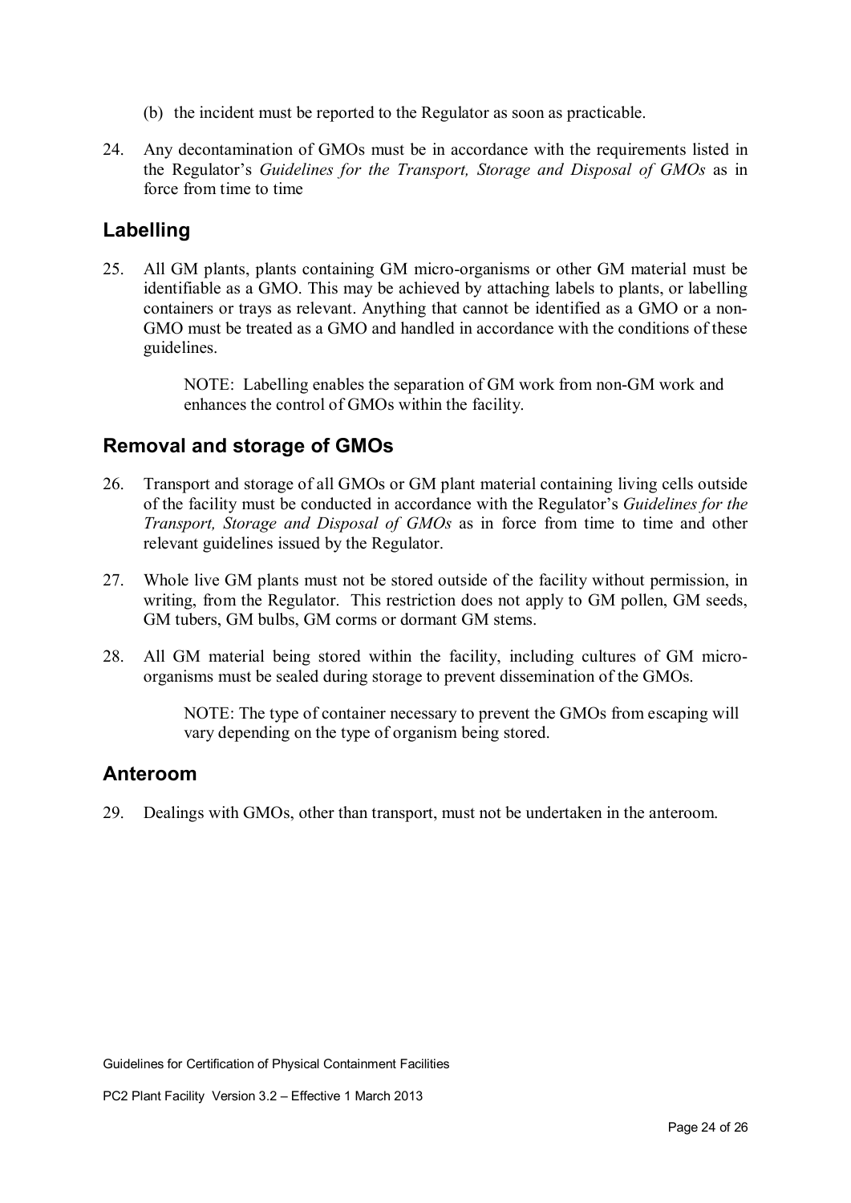(b) the incident must be reported to the Regulator as soon as practicable.

24. Any decontamination of GMOs must be in accordance with the requirements listed in the Regulator's *Guidelines for the Transport, Storage and Disposal of GMOs* as in force from time to time

## Labelling

25. All GM plants, plants containing GM micro-organisms or other GM material must be identifiable as a GMO. This may be achieved by attaching labels to plants, or labelling containers or trays as relevant. Anything that cannot be identified as a GMO or a non-GMO must be treated as a GMO and handled in accordance with the conditions of these guidelines.

    NOTE: Labelling enables the separation of GM work from non-GM work and enhances the control of GMOs within the facility.

## Removal and storage of GMOs

26. Transport and storage of all GMOs or GM plant material containing living cells outside of the facility must be conducted in accordance with the Regulator's *Guidelines for the Transport, Storage and Disposal of GMOs* as in force from time to time and other relevant guidelines issued by the Regulator.

27. Whole live GM plants must not be stored outside of the facility without permission, in writing, from the Regulator. This restriction does not apply to GM pollen, GM seeds, GM tubers, GM bulbs, GM corms or dormant GM stems.

28. All GM material being stored within the facility, including cultures of GM micro-organisms must be sealed during storage to prevent dissemination of the GMOs.

    NOTE: The type of container necessary to prevent the GMOs from escaping will vary depending on the type of organism being stored.

## Anteroom

29. Dealings with GMOs, other than transport, must not be undertaken in the anteroom.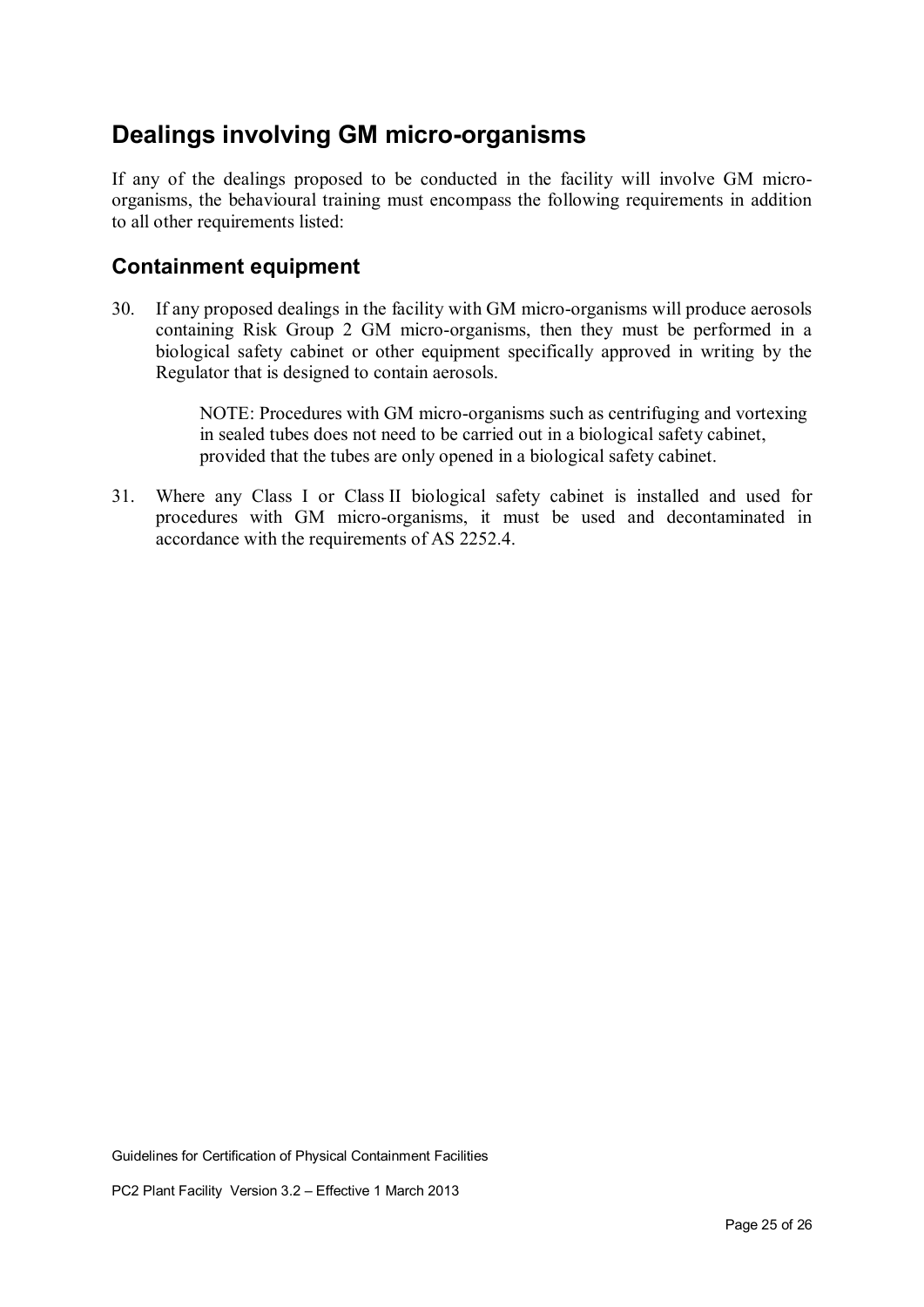## Dealings involving GM micro-organisms

If any of the dealings proposed to be conducted in the facility will involve GM micro-organisms, the behavioural training must encompass the following requirements in addition to all other requirements listed:

### Containment equipment

30. If any proposed dealings in the facility with GM micro-organisms will produce aerosols containing Risk Group 2 GM micro-organisms, then they must be performed in a biological safety cabinet or other equipment specifically approved in writing by the Regulator that is designed to contain aerosols.

    NOTE: Procedures with GM micro-organisms such as centrifuging and vortexing in sealed tubes does not need to be carried out in a biological safety cabinet, provided that the tubes are only opened in a biological safety cabinet.

31. Where any Class I or Class II biological safety cabinet is installed and used for procedures with GM micro-organisms, it must be used and decontaminated in accordance with the requirements of AS 2252.4.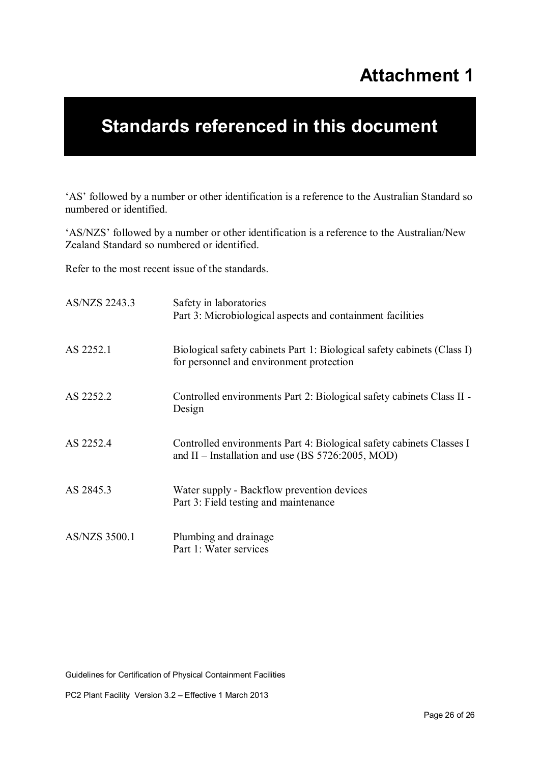# Attachment 1

## Standards referenced in this document

'AS' followed by a number or other identification is a reference to the Australian Standard so numbered or identified.

'AS/NZS' followed by a number or other identification is a reference to the Australian/New Zealand Standard so numbered or identified.

Refer to the most recent issue of the standards.

| | |
|---|---|
| AS/NZS 2243.3 | Safety in laboratories<br>Part 3: Microbiological aspects and containment facilities |
| AS 2252.1 | Biological safety cabinets Part 1: Biological safety cabinets (Class I) for personnel and environment protection |
| AS 2252.2 | Controlled environments Part 2: Biological safety cabinets Class II - Design |
| AS 2252.4 | Controlled environments Part 4: Biological safety cabinets Classes I and II – Installation and use (BS 5726:2005, MOD) |
| AS 2845.3 | Water supply - Backflow prevention devices<br>Part 3: Field testing and maintenance |
| AS/NZS 3500.1 | Plumbing and drainage<br>Part 1: Water services |